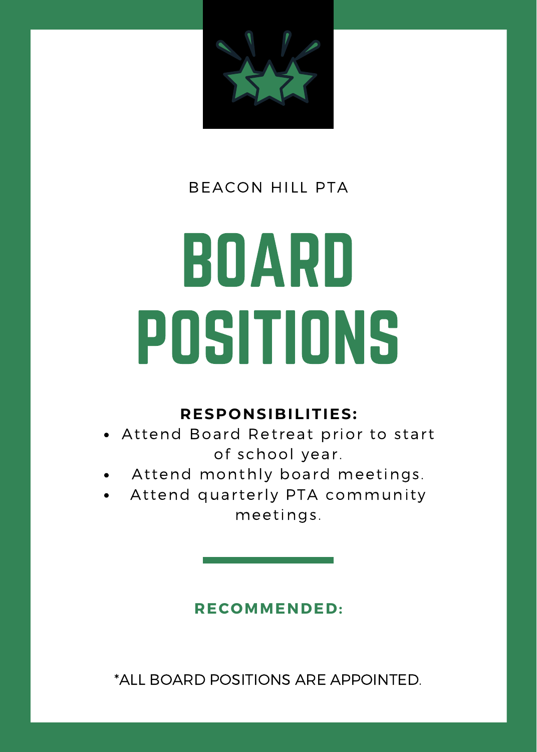BEACON HILL PTA

# BOARD POSITIONS

**RESPONSIBILITIES:**

- Attend Board Retreat prior to start of school year.
- Attend monthly board meetings.
- Attend quarterly PTA community meetings.

---

**RECOMMENDED:**

*ALL BOARD POSITIONS ARE APPOINTED.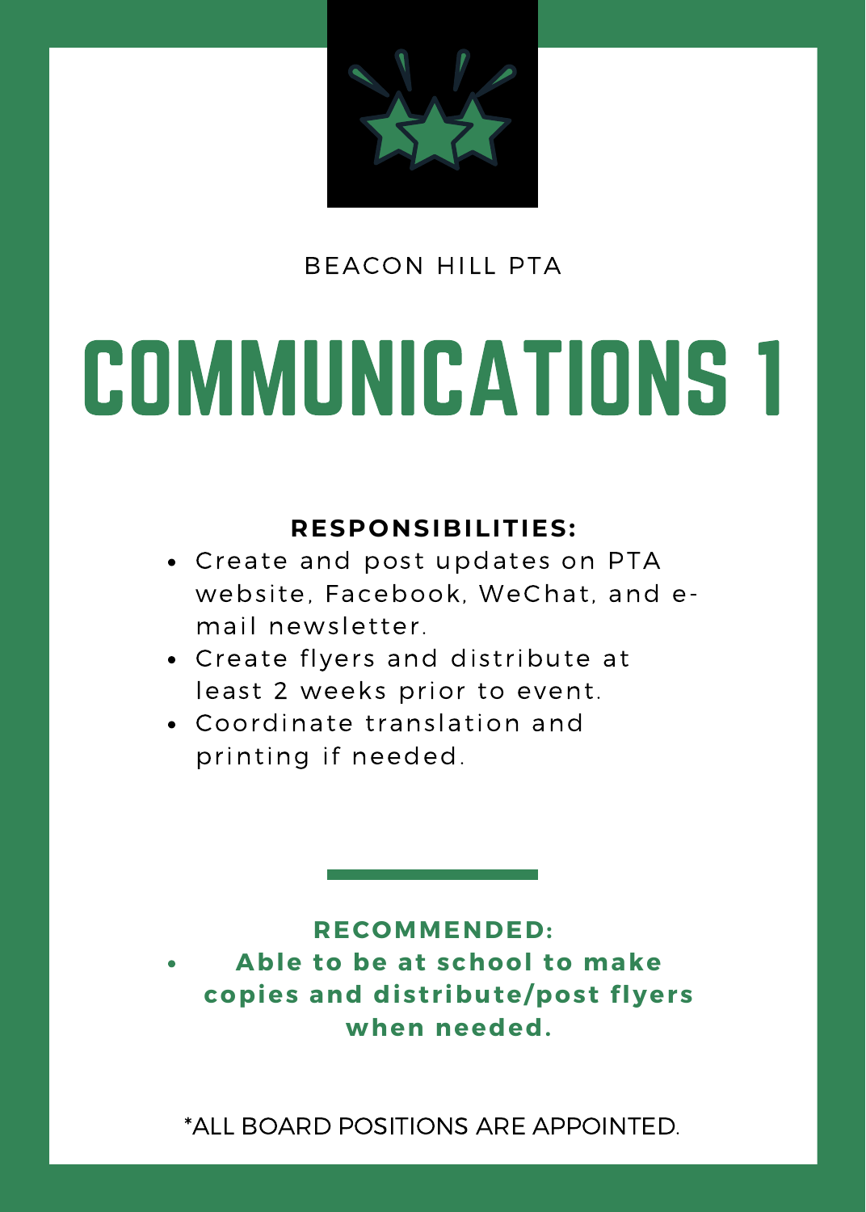BEACON HILL PTA

# COMMUNICATIONS 1

**RESPONSIBILITIES:**

- Create and post updates on PTA website, Facebook, WeChat, and e-mail newsletter.
- Create flyers and distribute at least 2 weeks prior to event.
- Coordinate translation and printing if needed.

**RECOMMENDED:**

- **Able to be at school to make copies and distribute/post flyers when needed.**

*ALL BOARD POSITIONS ARE APPOINTED.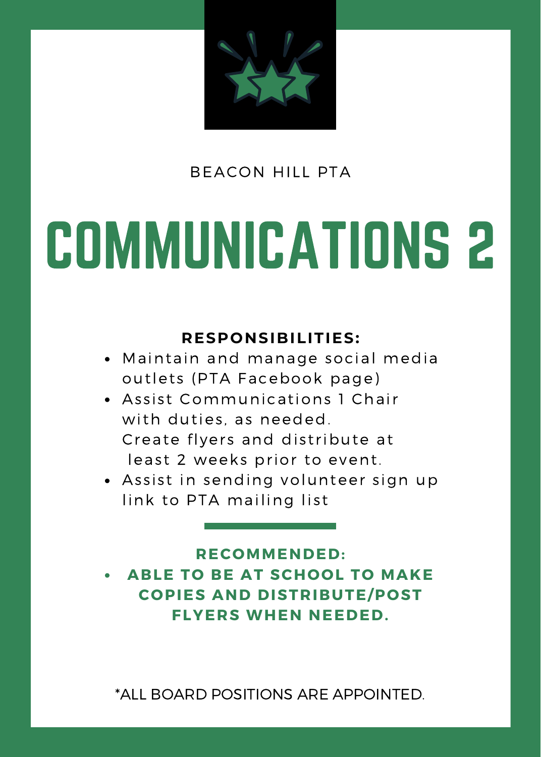BEACON HILL PTA

# COMMUNICATIONS 2

**RESPONSIBILITIES:**

- Maintain and manage social media outlets (PTA Facebook page)
- Assist Communications 1 Chair with duties, as needed. Create flyers and distribute at least 2 weeks prior to event.
- Assist in sending volunteer sign up link to PTA mailing list

---

**RECOMMENDED:**

- **ABLE TO BE AT SCHOOL TO MAKE COPIES AND DISTRIBUTE/POST FLYERS WHEN NEEDED.**

*ALL BOARD POSITIONS ARE APPOINTED.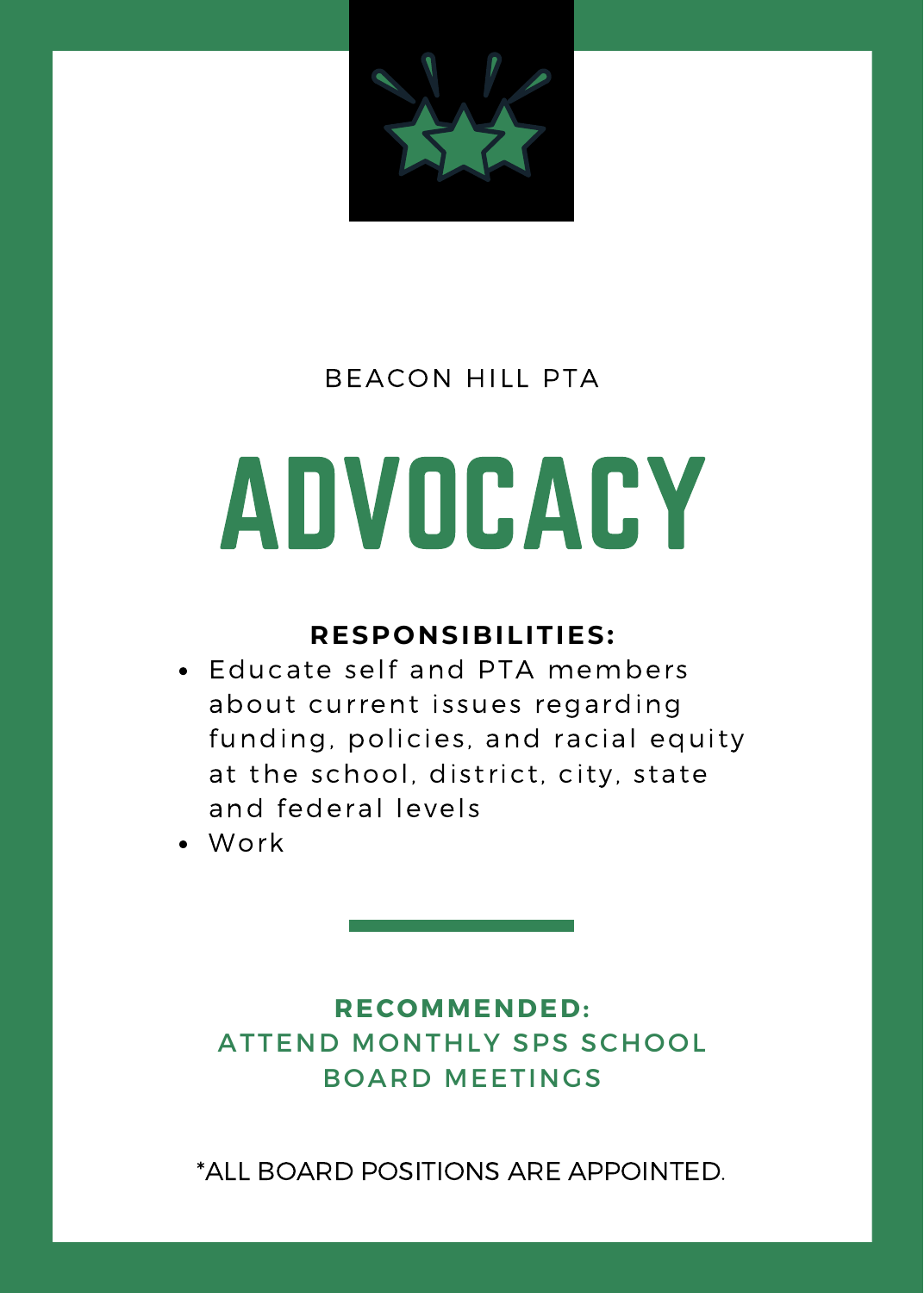BEACON HILL PTA

# ADVOCACY

**RESPONSIBILITIES:**

- Educate self and PTA members about current issues regarding funding, policies, and racial equity at the school, district, city, state and federal levels
- Work

**RECOMMENDED:**
ATTEND MONTHLY SPS SCHOOL BOARD MEETINGS

*ALL BOARD POSITIONS ARE APPOINTED.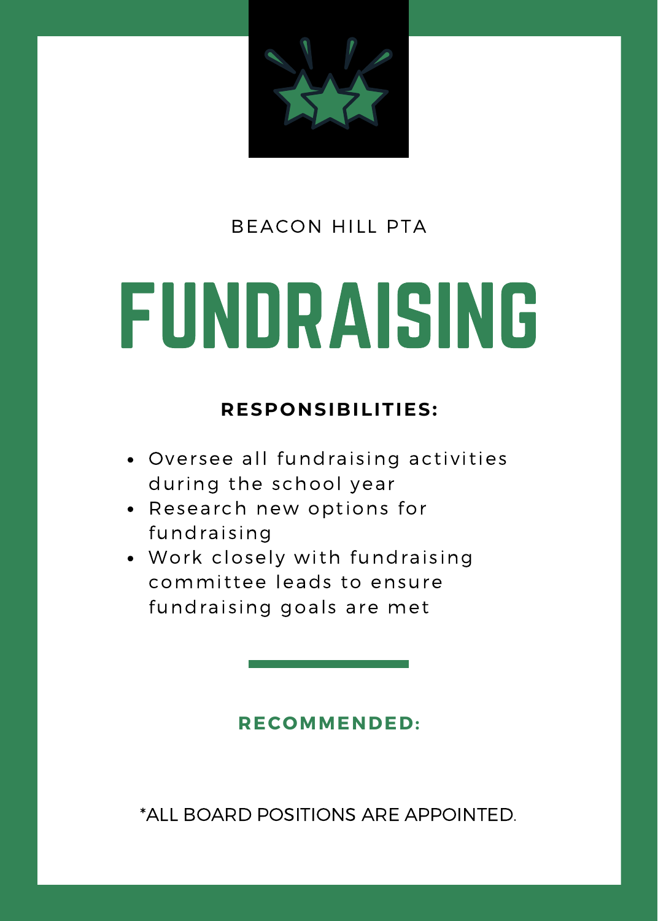BEACON HILL PTA

# FUNDRAISING

**RESPONSIBILITIES:**

- Oversee all fundraising activities during the school year
- Research new options for fundraising
- Work closely with fundraising committee leads to ensure fundraising goals are met

**RECOMMENDED:**

*ALL BOARD POSITIONS ARE APPOINTED.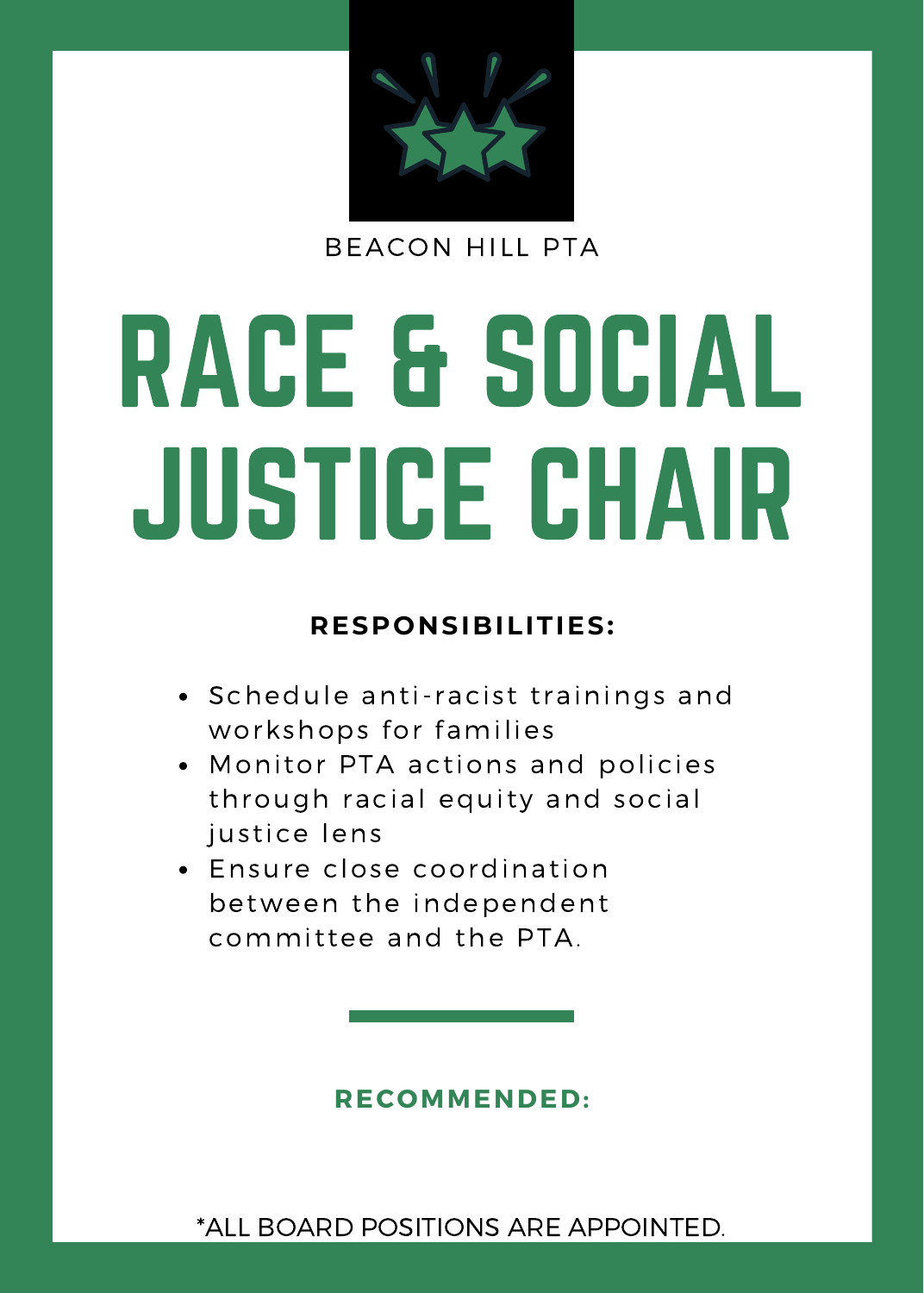BEACON HILL PTA

# RACE & SOCIAL JUSTICE CHAIR

**RESPONSIBILITIES:**

- Schedule anti-racist trainings and workshops for families
- Monitor PTA actions and policies through racial equity and social justice lens
- Ensure close coordination between the independent committee and the PTA.

**RECOMMENDED:**

*ALL BOARD POSITIONS ARE APPOINTED.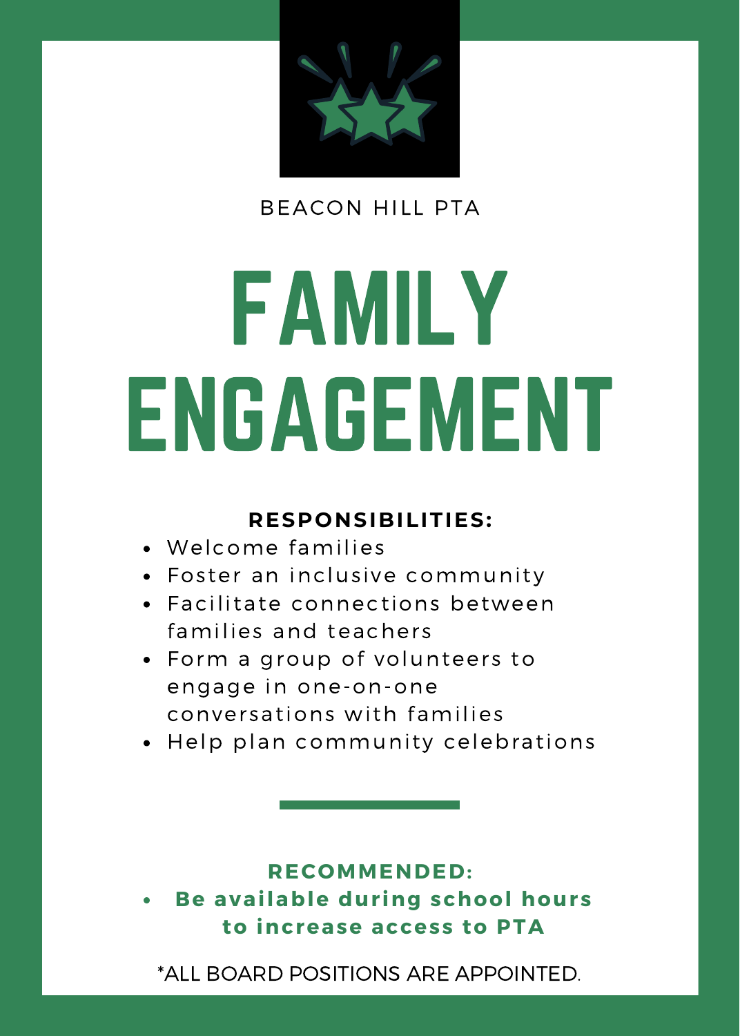BEACON HILL PTA

# FAMILY ENGAGEMENT

**RESPONSIBILITIES:**

- Welcome families
- Foster an inclusive community
- Facilitate connections between families and teachers
- Form a group of volunteers to engage in one-on-one conversations with families
- Help plan community celebrations

**RECOMMENDED:**

- **Be available during school hours to increase access to PTA**

*ALL BOARD POSITIONS ARE APPOINTED.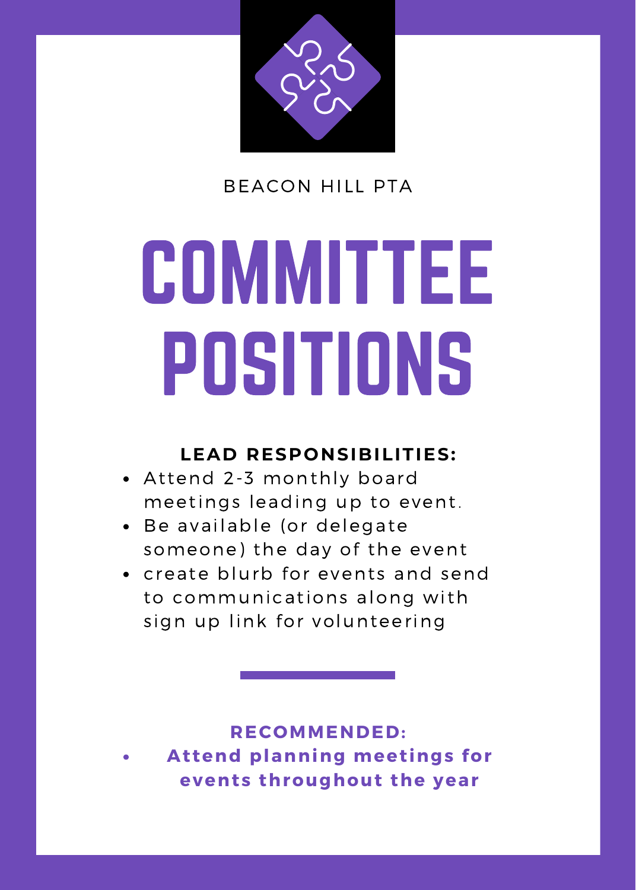BEACON HILL PTA

# COMMITTEE POSITIONS

**LEAD RESPONSIBILITIES:**

- Attend 2-3 monthly board meetings leading up to event.
- Be available (or delegate someone) the day of the event
- create blurb for events and send to communications along with sign up link for volunteering

**RECOMMENDED:**

- **Attend planning meetings for events throughout the year**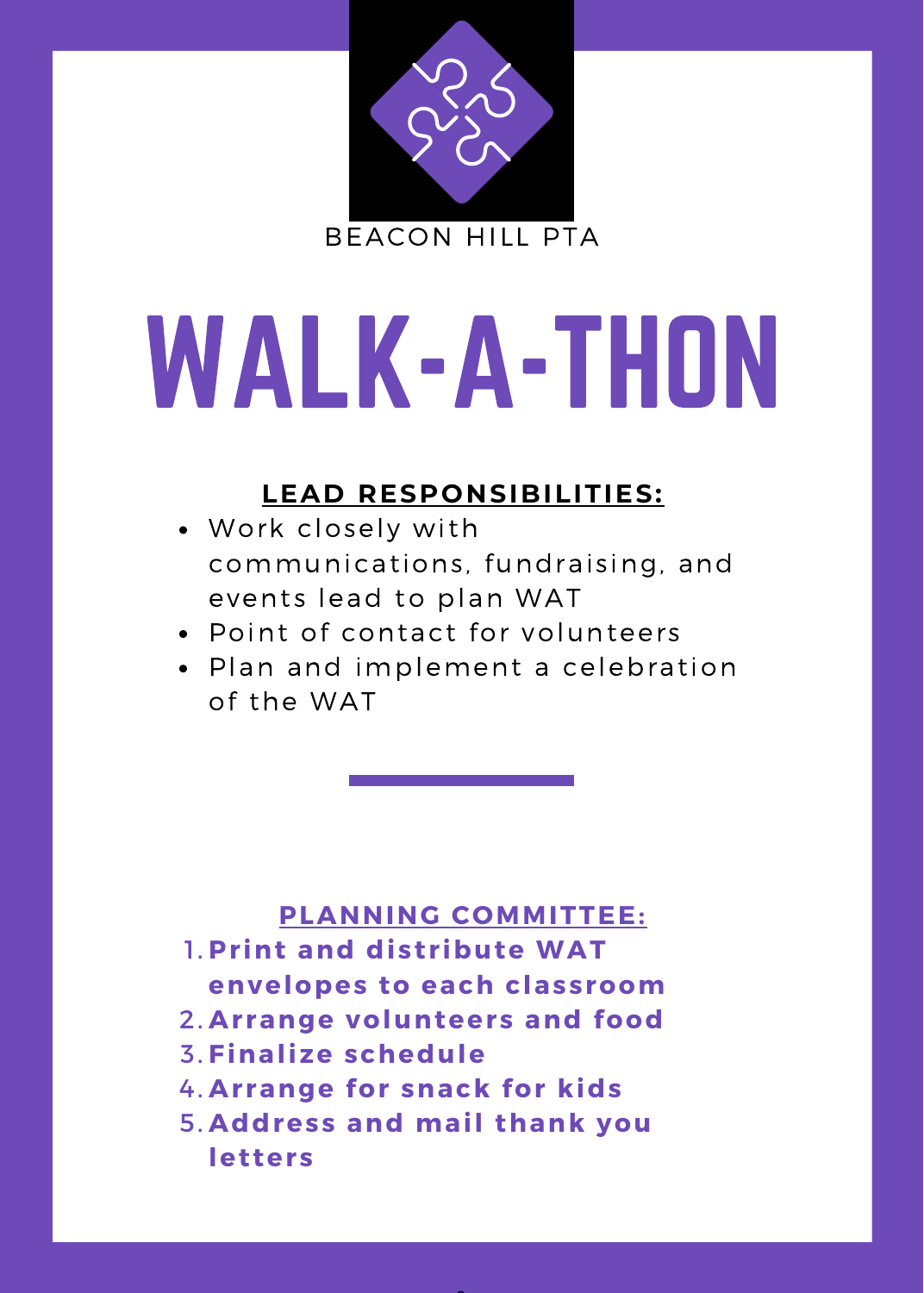BEACON HILL PTA

# WALK-A-THON

**LEAD RESPONSIBILITIES:**

- Work closely with communications, fundraising, and events lead to plan WAT
- Point of contact for volunteers
- Plan and implement a celebration of the WAT

**PLANNING COMMITTEE:**

1. **Print and distribute WAT envelopes to each classroom**
2. **Arrange volunteers and food**
3. **Finalize schedule**
4. **Arrange for snack for kids**
5. **Address and mail thank you letters**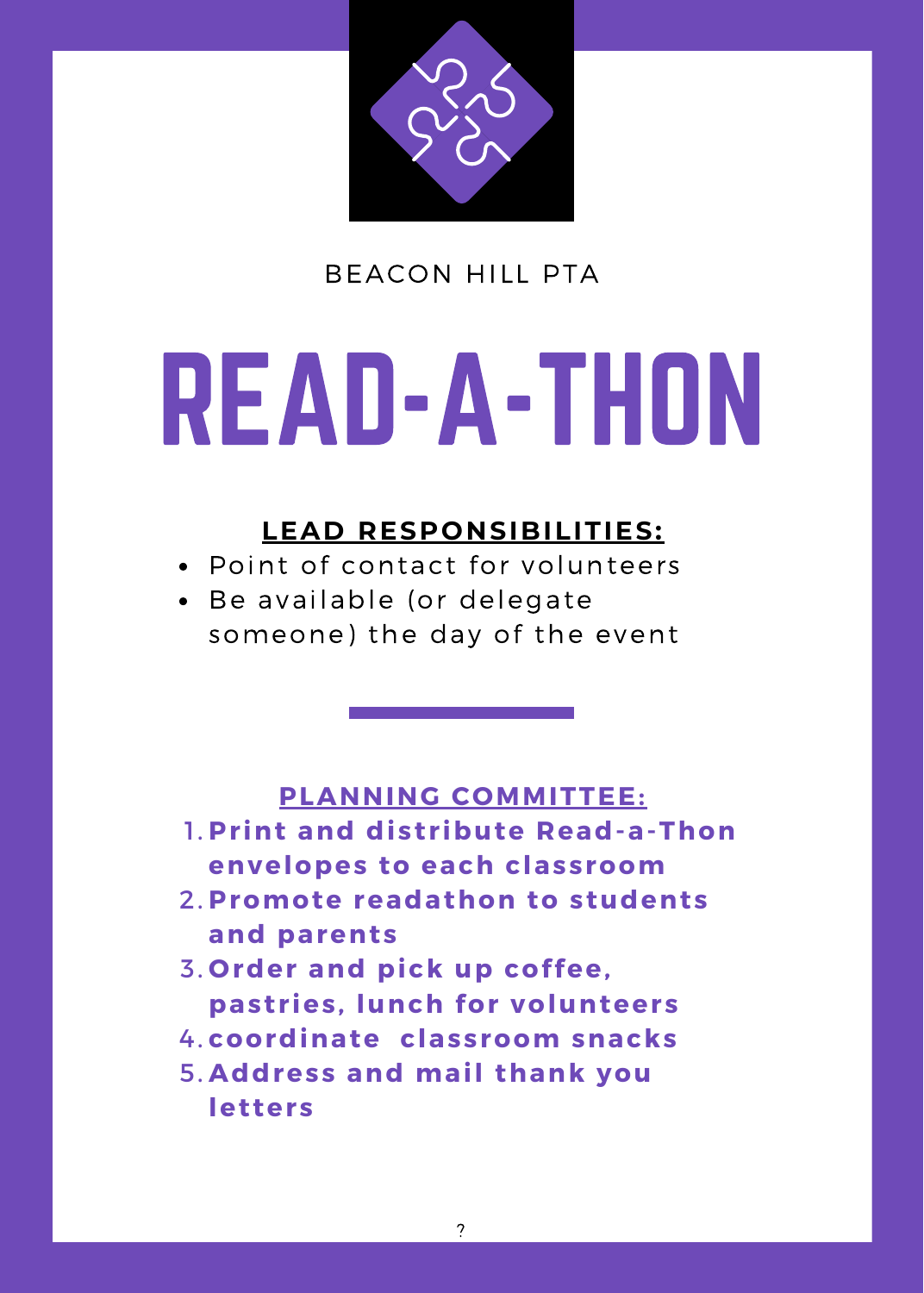BEACON HILL PTA

# READ-A-THON

## LEAD RESPONSIBILITIES:

- Point of contact for volunteers
- Be available (or delegate someone) the day of the event

## PLANNING COMMITTEE:

1. **Print and distribute Read-a-Thon envelopes to each classroom**
2. **Promote readathon to students and parents**
3. **Order and pick up coffee, pastries, lunch for volunteers**
4. **coordinate  classroom snacks**
5. **Address and mail thank you letters**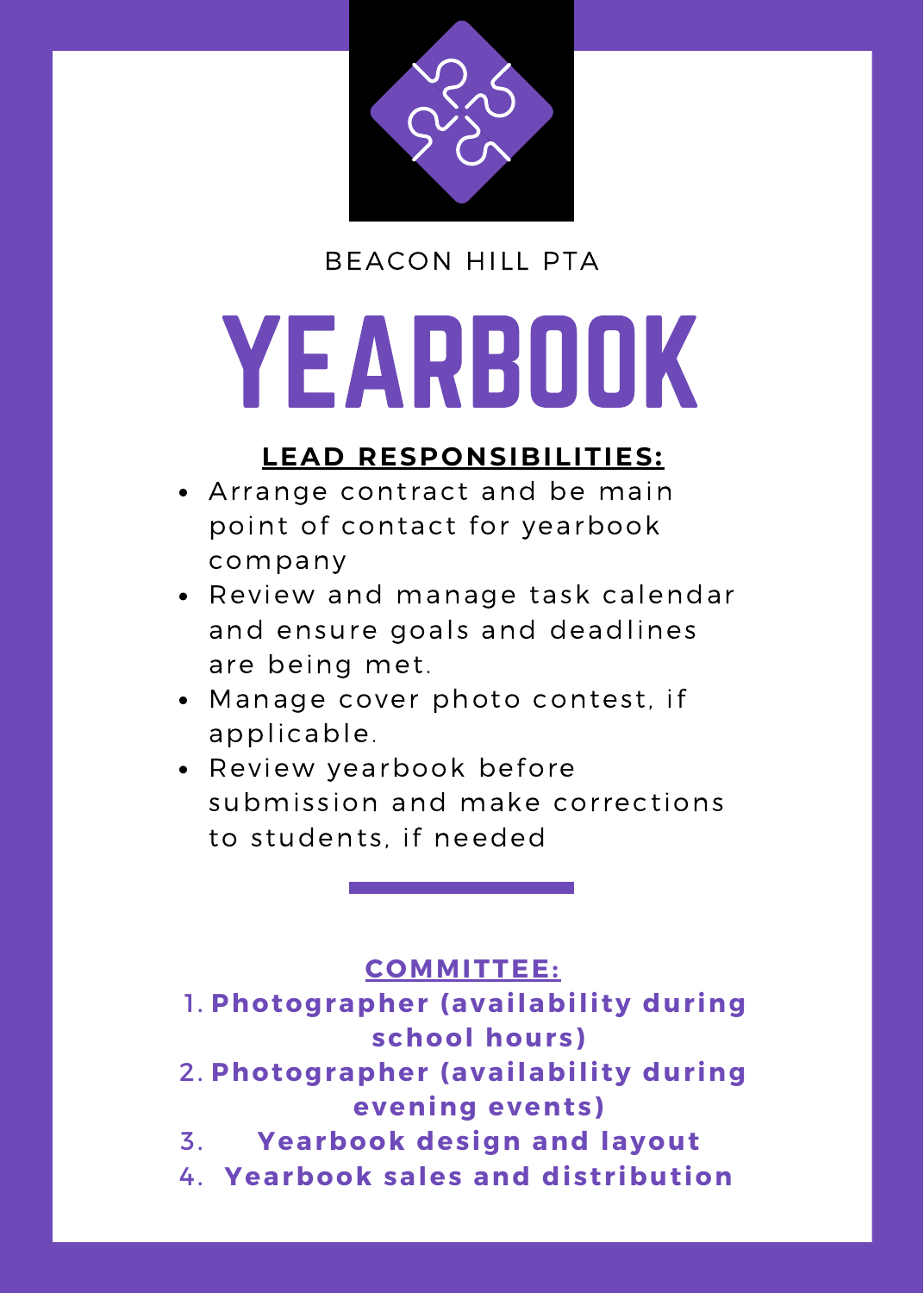BEACON HILL PTA

# YEARBOOK

## LEAD RESPONSIBILITIES:

- Arrange contract and be main point of contact for yearbook company
- Review and manage task calendar and ensure goals and deadlines are being met.
- Manage cover photo contest, if applicable.
- Review yearbook before submission and make corrections to students, if needed

## COMMITTEE:

1. **Photographer (availability during school hours)**
2. **Photographer (availability during evening events)**
3. **Yearbook design and layout**
4. **Yearbook sales and distribution**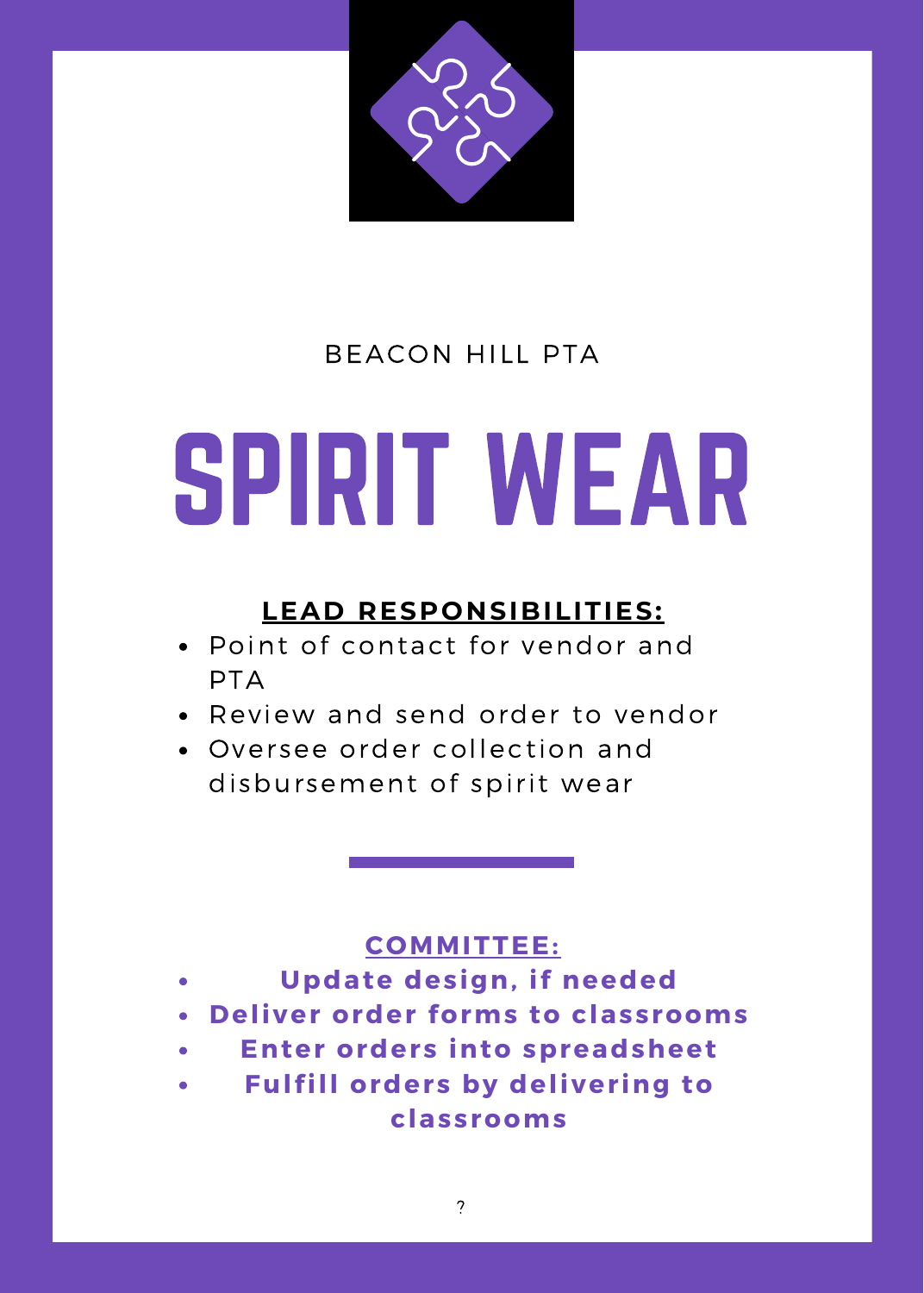BEACON HILL PTA

# SPIRIT WEAR

**LEAD RESPONSIBILITIES:**

- Point of contact for vendor and PTA
- Review and send order to vendor
- Oversee order collection and disbursement of spirit wear

**COMMITTEE:**

- **Update design, if needed**
- **Deliver order forms to classrooms**
- **Enter orders into spreadsheet**
- **Fulfill orders by delivering to classrooms**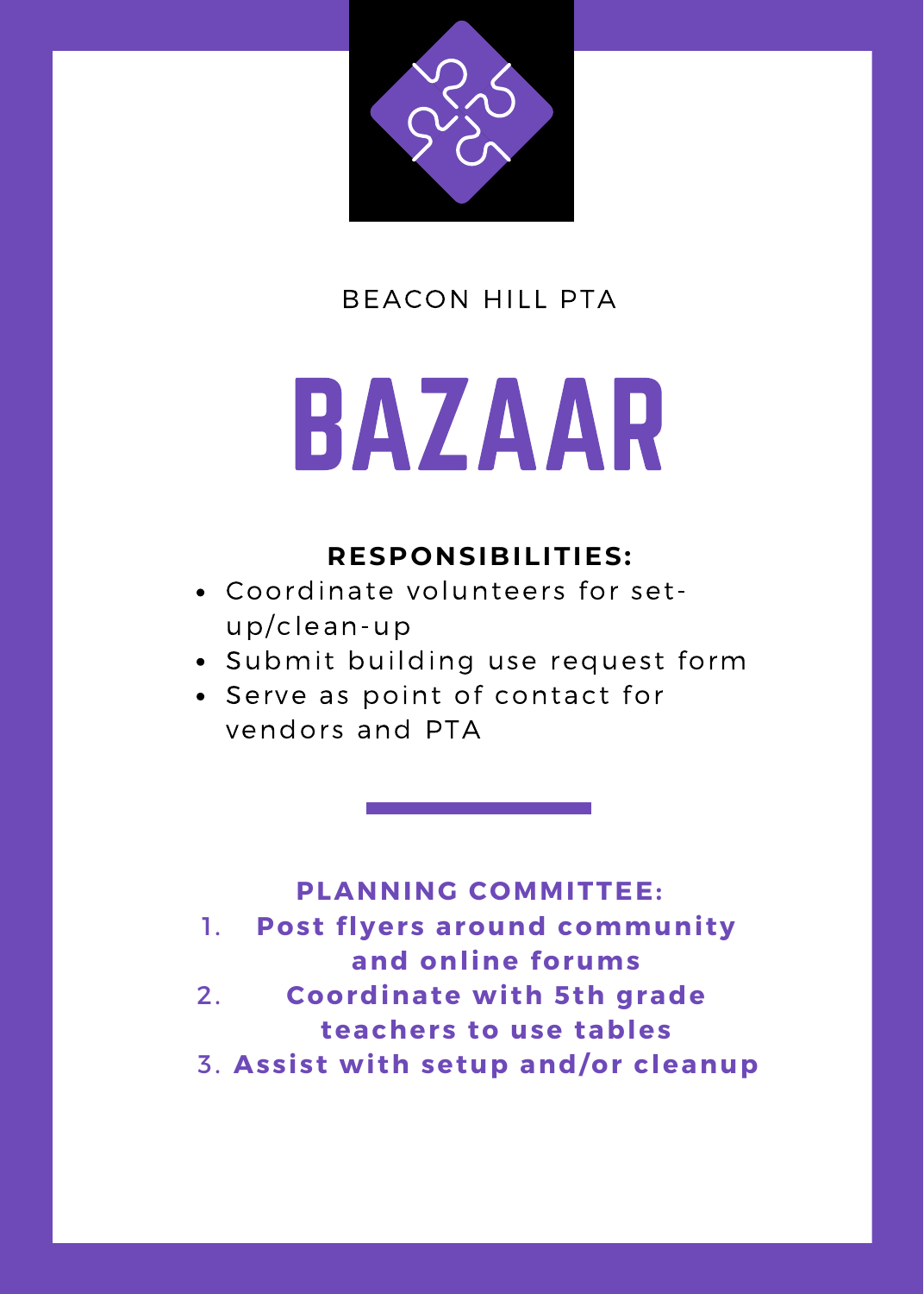BEACON HILL PTA

# BAZAAR

**RESPONSIBILITIES:**

- Coordinate volunteers for set-up/clean-up
- Submit building use request form
- Serve as point of contact for vendors and PTA

**PLANNING COMMITTEE:**

1. **Post flyers around community and online forums**
2. **Coordinate with 5th grade teachers to use tables**
3. **Assist with setup and/or cleanup**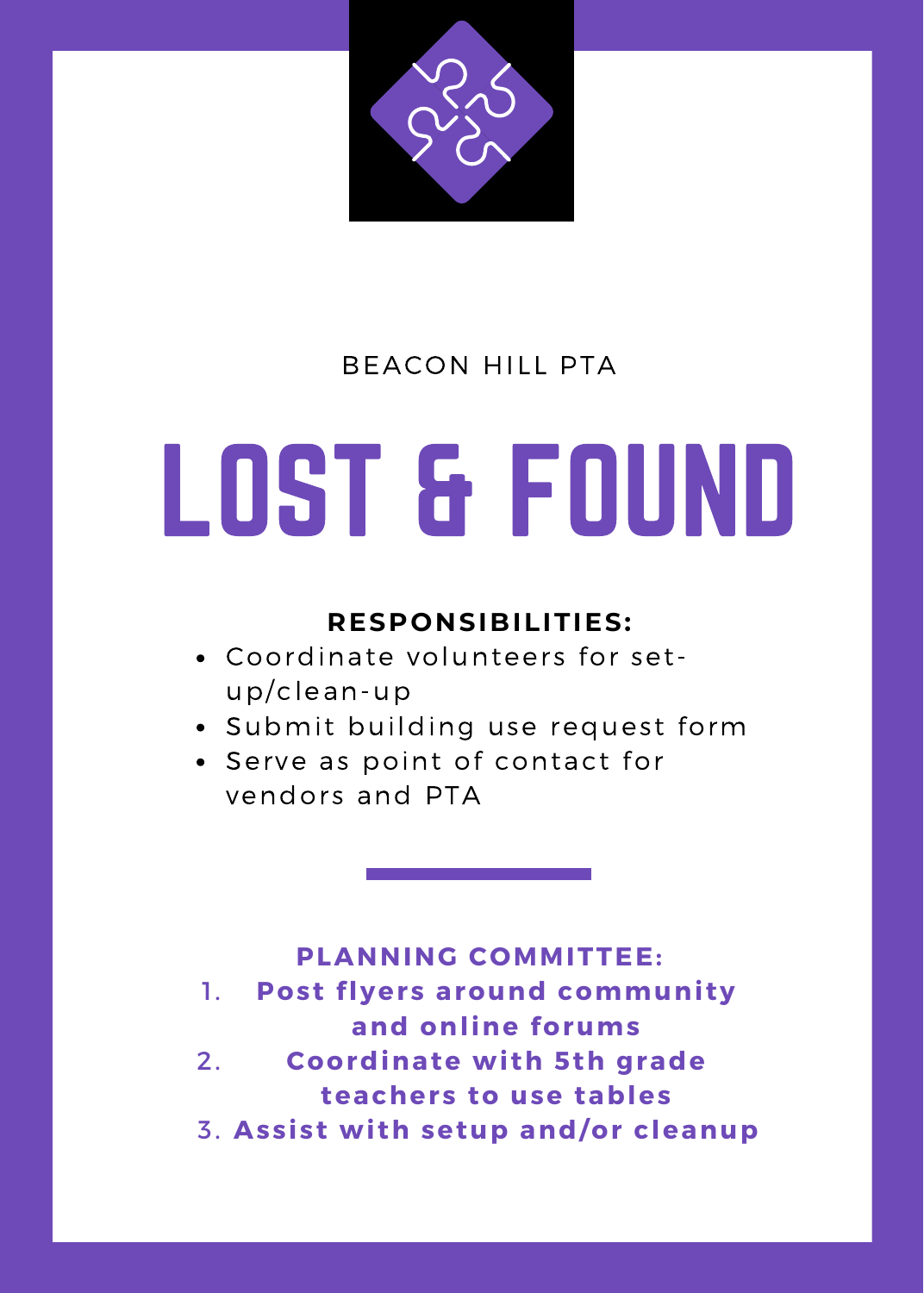BEACON HILL PTA

# LOST & FOUND

**RESPONSIBILITIES:**

- Coordinate volunteers for set-up/clean-up
- Submit building use request form
- Serve as point of contact for vendors and PTA

---

**PLANNING COMMITTEE:**

1. **Post flyers around community and online forums**
2. **Coordinate with 5th grade teachers to use tables**
3. **Assist with setup and/or cleanup**